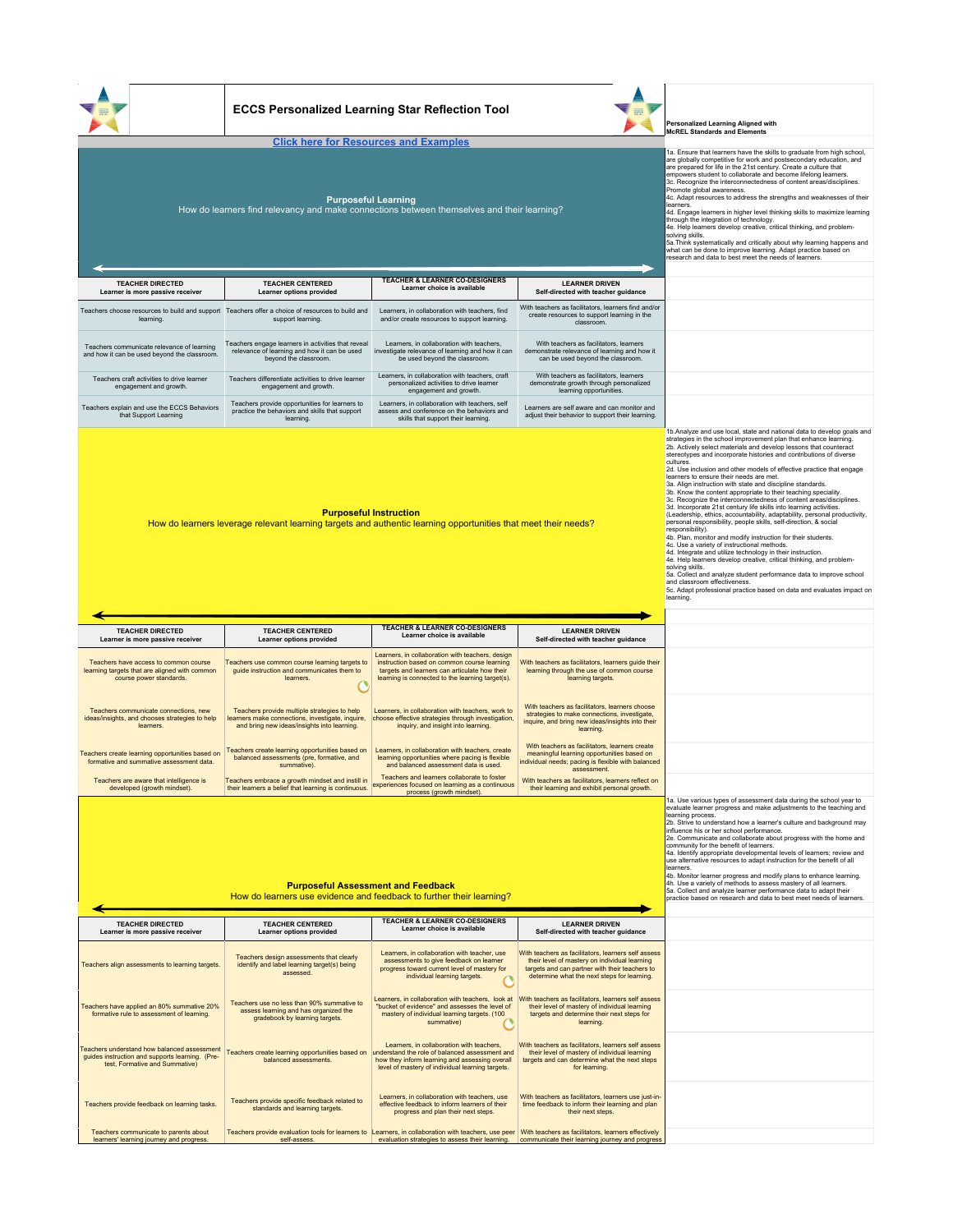# ECCS Personalized Learning Star Reflection Tool

**Click here for Resources and Examples**

**Personalized Learning Aligned with McREL Standards and Elements**

## Purposeful Learning

How do learners find relevancy and make connections between themselves and their learning?

1a. Ensure that learners have the skills to graduate from high school, are globally competitive for work and postsecondary education, and are prepared for life in the 21st century. Create a culture that empowers student to collaborate and become lifelong learners.
3c. Recognize the interconnectedness of content areas/disciplines. Promote global awareness.
4c. Adapt resources to address the strengths and weaknesses of their learners.
4d. Engage learners in higher level thinking skills to maximize learning through the integration of technology.
4e. Help learners develop creative, critical thinking, and problem-solving skills.
5a.Think systematically and critically about why learning happens and what can be done to improve learning. Adapt practice based on research and data to best meet the needs of learners.

| TEACHER DIRECTED<br>Learner is more passive receiver | TEACHER CENTERED<br>Learner options provided | TEACHER & LEARNER CO-DESIGNERS<br>Learner choice is available | LEARNER DRIVEN<br>Self-directed with teacher guidance |
|---|---|---|---|
| Teachers choose resources to build and support learning. | Teachers offer a choice of resources to build and support learning. | Learners, in collaboration with teachers, find and/or create resources to support learning. | With teachers as facilitators, learners find and/or create resources to support learning in the classroom. |
| Teachers communicate relevance of learning and how it can be used beyond the classroom. | Teachers engage learners in activities that reveal relevance of learning and how it can be used beyond the classroom. | Learners, in collaboration with teachers, investigate relevance of learning and how it can be used beyond the classroom. | With teachers as facilitators, learners demonstrate relevance of learning and how it can be used beyond the classroom. |
| Teachers craft activities to drive learner engagement and growth. | Teachers differentiate activities to drive learner engagement and growth. | Learners, in collaboration with teachers, craft personalized activities to drive learner engagement and growth. | With teachers as facilitators, learners demonstrate growth through personalized learning opportunities. |
| Teachers explain and use the ECCS Behaviors that Support Learning | Teachers provide opportunities for learners to practice the behaviors and skills that support learning. | Learners, in collaboration with teachers, self assess and conference on the behaviors and skills that support their learning. | Learners are self aware and can monitor and adjust their behavior to support their learning. |

## Purposeful Instruction

How do learners leverage relevant learning targets and authentic learning opportunities that meet their needs?

1b.Analyze and use local, state and national data to develop goals and strategies in the school improvement plan that enhance learning.
2b. Actively select materials and develop lessons that counteract stereotypes and incorporate histories and contributions of diverse cultures.
2d. Use inclusion and other models of effective practice that engage learners to ensure their needs are met.
3a. Align instruction with state and discipline standards.
3b. Know the content appropriate to their teaching speciality.
3c. Recognize the interconnectedness of content areas/disciplines.
3d. Incorporate 21st century life skills into learning activities. (Leadership, ethics, accountability, adaptability, personal productivity, personal responsibility, people skills, self-direction, & social responsibility).
4b. Plan, monitor and modify instruction for their students.
4c. Use a variety of instructional methods.
4d. Integrate and utilize technology in their instruction.
4e. Help learners develop creative, critical thinking, and problem-solving skills.
5a. Collect and analyze student performance data to improve school and classroom effectiveness.
5c. Adapt professional practice based on data and evaluates impact on learning.

| TEACHER DIRECTED<br>Learner is more passive receiver | TEACHER CENTERED<br>Learner options provided | TEACHER & LEARNER CO-DESIGNERS<br>Learner choice is available | LEARNER DRIVEN<br>Self-directed with teacher guidance |
|---|---|---|---|
| Teachers have access to common course learning targets that are aligned with common course power standards. | Teachers use common course learning targets to guide instruction and communicates them to learners. | Learners, in collaboration with teachers, design instruction based on common course learning targets and learners can articulate how their learning is connected to the learning target(s). | With teachers as facilitators, learners guide their learning through the use of common course learning targets. |
| Teachers communicate connections, new ideas/insights, and chooses strategies to help learners. | Teachers provide multiple strategies to help learners make connections, investigate, inquire, and bring new ideas/insights into learning. | Learners, in collaboration with teachers, work to choose effective strategies through investigation, inquiry, and insight into learning. | With teachers as facilitators, learners choose strategies to make connections, investigate, inquire, and bring new ideas/insights into their learning. |
| Teachers create learning opportunities based on formative and summative assessment data. | Teachers create learning opportunities based on balanced assessments (pre, formative, and summative). | Learners, in collaboration with teachers, create learning opportunities where pacing is flexible and balanced assessment data is used. | With teachers as facilitators, learners create meaningful learning opportunities based on individual needs; pacing is flexible with balanced assessment. |
| Teachers are aware that intelligence is developed (growth mindset). | Teachers embrace a growth mindset and instill in their learners a belief that learning is continuous. | Teachers and learners collaborate to foster experiences focused on learning as a continuous process (growth mindset). | With teachers as facilitators, learners reflect on their learning and exhibit personal growth. |

## Purposeful Assessment and Feedback

How do learners use evidence and feedback to further their learning?

1a. Use various types of assessment data during the school year to evaluate learner progress and make adjustments to the teaching and learning process.
2b. Strive to understand how a learner's culture and background may influence his or her school performance.
2e. Communicate and collaborate about progress with the home and community for the benefit of learners.
4a. Identify appropriate developmental levels of learners; review and use alternative resources to adapt instruction for the benefit of all learners.
4b. Monitor learner progress and modify plans to enhance learning.
4h. Use a variety of methods to assess mastery of all learners.
5a. Collect and analyze learner performance data to adapt their practice based on research and data to best meet needs of learners.

| TEACHER DIRECTED<br>Learner is more passive receiver | TEACHER CENTERED<br>Learner options provided | TEACHER & LEARNER CO-DESIGNERS<br>Learner choice is available | LEARNER DRIVEN<br>Self-directed with teacher guidance |
|---|---|---|---|
| Teachers align assessments to learning targets. | Teachers design assessments that clearly identify and label learning target(s) being assessed. | Learners, in collaboration with teacher, use assessments to give feedback on learner progress toward current level of mastery for individual learning targets. | With teachers as facilitators, learners self assess their level of mastery on individual learning targets and learners can partner with their teachers to determine what the next steps for learning. |
| Teachers have applied an 80% summative 20% formative rule to assessment of learning. | Teachers use no less than 90% summative to assess learning and has organized the gradebook by learning targets. | Learners, in collaboration with teachers, look at "bucket of evidence" and assesses the level of mastery of individual learning targets. (100 summative) | With teachers as facilitators, learners self assess their level of mastery of individual learning targets and determine their next steps for learning. |
| Teachers understand how balanced assessment guides instruction and supports learning. (Pre-test, Formative and Summative) | Teachers create learning opportunities based on balanced assessments. | Learners, in collaboration with teachers, understand the role of balanced assessment and how they inform learning and assessing overall level of mastery of individual learning targets. | With teachers as facilitators, learners self assess their level of mastery of individual learning targets and can determine what the next steps for learning. |
| Teachers provide feedback on learning tasks. | Teachers provide specific feedback related to standards and learning targets. | Learners, in collaboration with teachers, use effective feedback to inform learners of their progress and plan their next steps. | With teachers as facilitators, learners use just-in-time feedback to inform their learning and plan their next steps. |
| Teachers communicate to parents about learners' learning journey and progress. | Teachers provide evaluation tools for learners to self-assess. | Learners, in collaboration with teachers, use peer evaluation strategies to assess their learning. | With teachers as facilitators, learners effectively communicate their learning journey and progress |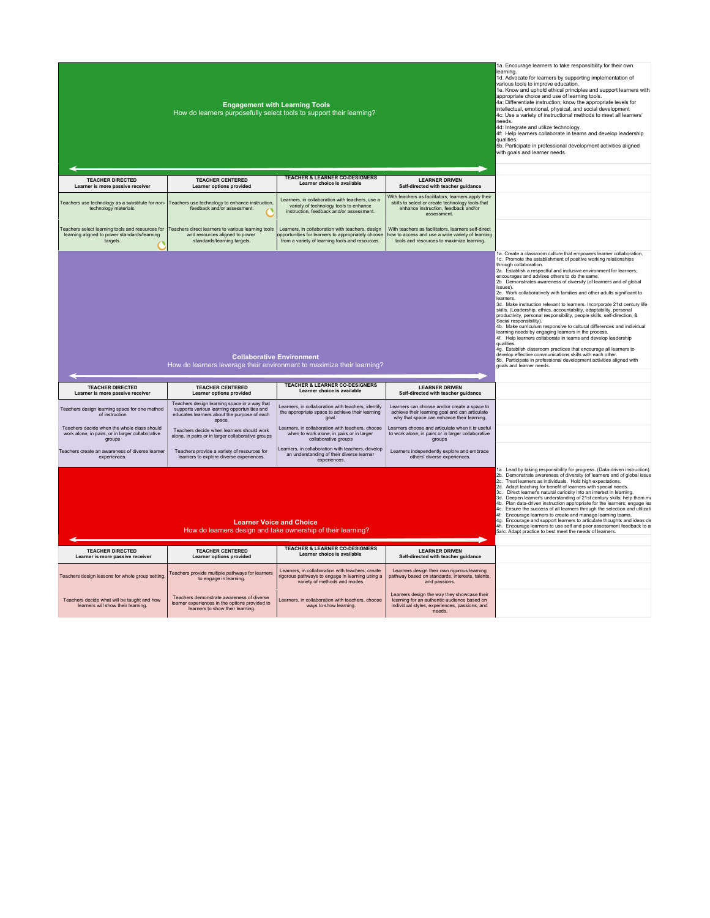## Engagement with Learning Tools

How do learners purposefully select tools to support their learning?

1a. Encourage learners to take responsibility for their own learning.
1d. Advocate for learners by supporting implementation of various tools to improve education.
1e. Know and uphold ethical principles and support learners with appropriate choice and use of learning tools.
4a: Differentiate instruction; know the appropriate levels for intellectual, emotional, physical, and social development
4c: Use a variety of instructional methods to meet all learners' needs.
4d: Integrate and utilize technology.
4f: Help learners collaborate in teams and develop leadership qualities.
5b. Participate in professional development activities aligned with goals and learner needs.

| **TEACHER DIRECTED** Learner is more passive receiver | **TEACHER CENTERED** Learner options provided | **TEACHER & LEARNER CO-DESIGNERS** Learner choice is available | **LEARNER DRIVEN** Self-directed with teacher guidance |
|---|---|---|---|
| Teachers use technology as a substitute for non-technology materials. | Teachers use technology to enhance instruction, feedback and/or assessment. | Learners, in collaboration with teachers, use a variety of technology tools to enhance instruction, feedback and/or assessment. | With teachers as facilitators, learners apply their skills to select or create technology tools that enhance instruction, feedback and/or assessment. |
| Teachers select learning tools and resources for learning aligned to power standards/learning targets. | Teachers direct learners to various learning tools and resources aligned to power standards/learning targets. | Learners, in collaboration with teachers, design opportunities for learners to appropriately choose from a variety of learning tools and resources. | With teachers as facilitators, learners self-direct how to access and use a wide variety of learning tools and resources to maximize learning. |

## Collaborative Environment

How do learners leverage their environment to maximize their learning?

1a. Create a classroom culture that empowers learner collaboration.
1c. Promote the establishment of positive working relationships through collaboration.
2a. Establish a respectful and inclusive environment for learners; encourages and advises others to do the same.
2b Demonstrates awareness of diversity (of learners and of global issues).
2e. Work collaboratively with families and other adults significant to learners.
3d. Make instruction relevant to learners. Incorporate 21st century life skills. (Leadership, ethics, accountability, adaptability, personal productivity, personal responsibility, people skills, self-direction, & Social responsibility).
4b. Make curriculum responsive to cultural differences and individual learning needs by engaging learners in the process.
4f. Help learners collaborate in teams and develop leadership qualities.
4g. Establish classroom practices that encourage all learners to develop effective communications skills with each other.
5b. Participate in professional development activities aligned with goals and learner needs.

| **TEACHER DIRECTED** Learner is more passive receiver | **TEACHER CENTERED** Learner options provided | **TEACHER & LEARNER CO-DESIGNERS** Learner choice is available | **LEARNER DRIVEN** Self-directed with teacher guidance |
|---|---|---|---|
| Teachers design learning space for one method of instruction | Teachers design learning space in a way that supports various learning opportunities and educates learners about the purpose of each space. | Learners, in collaboration with teachers, identify the appropriate space to achieve their learning goal. | Learners can choose and/or create a space to achieve their learning goal and can articulate why that space can enhance their learning. |
| Teachers decide when the whole class should work alone, in pairs, or in larger collaborative groups | Teachers decide when learners should work alone, in pairs or in larger collaborative groups | Learners, in collaboration with teachers, choose when to work alone, in pairs or in larger collaborative groups | Learners choose and articulate when it is useful to work alone, in pairs or in larger collaborative groups |
| Teachers create an awareness of diverse learner experiences. | Teachers provide a variety of resources for learners to explore diverse experiences. | Learners, in collaboration with teachers, develop an understanding of their diverse learner experiences. | Learners independently explore and embrace others' diverse experiences. |

## Learner Voice and Choice

How do learners design and take ownership of their learning?

1a . Lead by taking responsibility for progress. (Data-driven instruction).
2b. Demonstrate awareness of diversity (of learners and of global issue
2c. Treat learners as individuals. Hold high expectations.
2d. Adapt teaching for benefit of learners with special needs.
3c. Direct learner's natural curiosity into an interest in learning.
3d. Deepen learner's understanding of 21st century skills; help them ma
4b. Plan data-driven instruction appropriate for the learners; engage lea
4c. Ensure the success of all learners through the selection and utilizati
4f. Encourage learners to create and manage learning teams.
4g. Encourage and support learners to articulate thoughts and ideas cle
4h. Encourage learners to use self and peer assessment feedback to a
5a/c. Adapt practice to best meet the needs of learners.

| **TEACHER DIRECTED** Learner is more passive receiver | **TEACHER CENTERED** Learner options provided | **TEACHER & LEARNER CO-DESIGNERS** Learner choice is available | **LEARNER DRIVEN** Self-directed with teacher guidance |
|---|---|---|---|
| Teachers design lessons for whole group setting. | Teachers provide multiple pathways for learners to engage in learning. | Learners, in collaboration with teachers, create rigorous pathways to engage in learning using a variety of methods and modes. | Learners design their own rigorous learning pathway based on standards, interests, talents, and passions. |
| Teachers decide what will be taught and how learners will show their learning. | Teachers demonstrate awareness of diverse learner experiences in the options provided to learners to show their learning. | Learners, in collaboration with teachers, choose ways to show learning. | Learners design the way they showcase their learning for an authentic audience based on individual styles, experiences, passions, and needs. |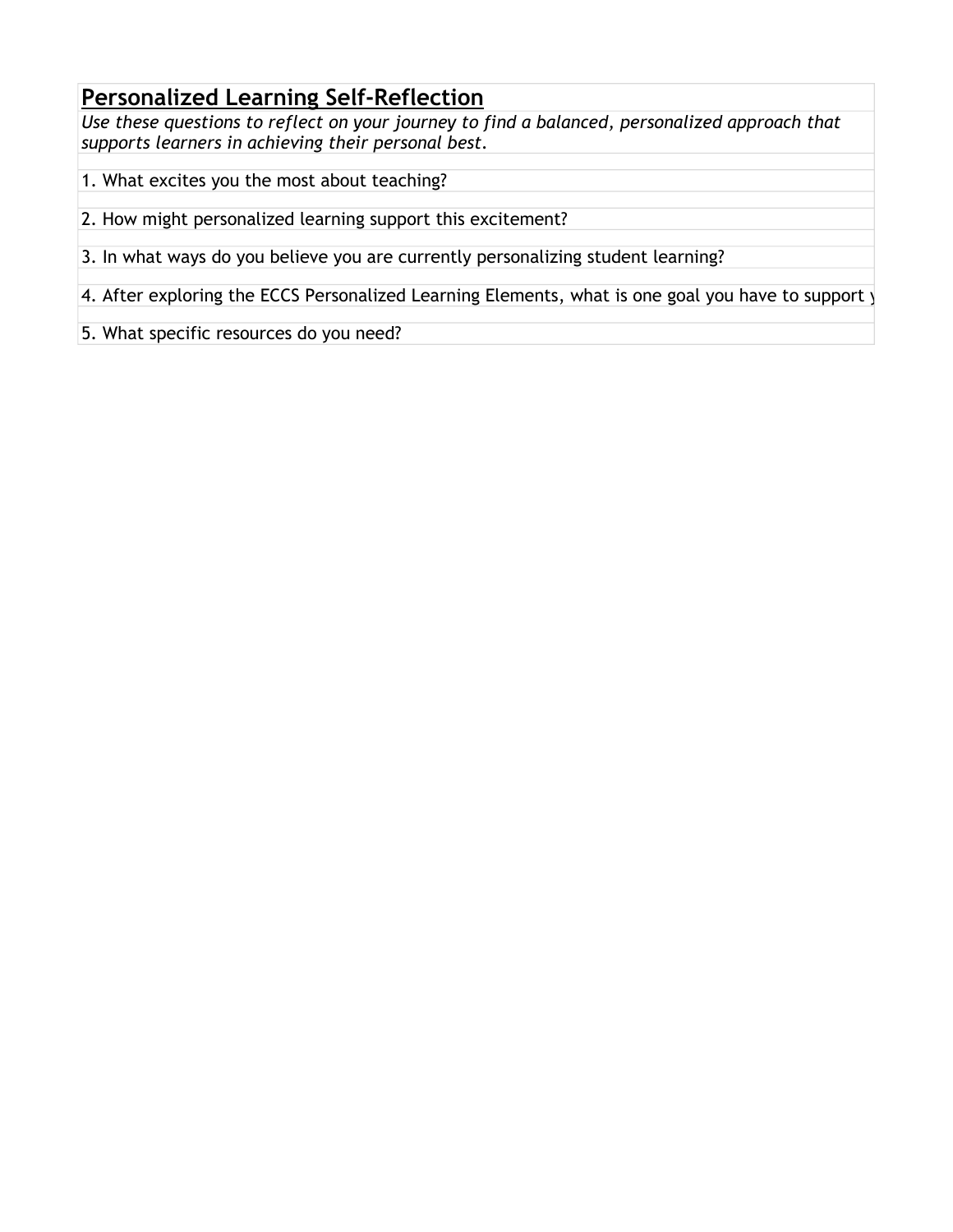## Personalized Learning Self-Reflection

*Use these questions to reflect on your journey to find a balanced, personalized approach that supports learners in achieving their personal best.*

1. What excites you the most about teaching?

2. How might personalized learning support this excitement?

3. In what ways do you believe you are currently personalizing student learning?

4. After exploring the ECCS Personalized Learning Elements, what is one goal you have to support y

5. What specific resources do you need?